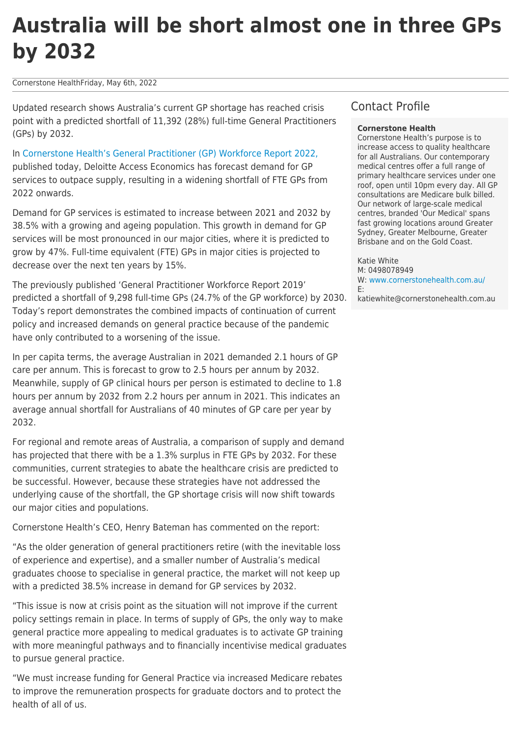# Australia will be short almost one in three GPs by 2032

Cornerstone HealthFriday, May 6th, 2022

Updated research shows Australia's current GP shortage has reached crisis point with a predicted shortfall of 11,392 (28%) full-time General Practitioners (GPs) by 2032.

In Cornerstone Health's General Practitioner (GP) Workforce Report 2022, published today, Deloitte Access Economics has forecast demand for GP services to outpace supply, resulting in a widening shortfall of FTE GPs from 2022 onwards.

Demand for GP services is estimated to increase between 2021 and 2032 by 38.5% with a growing and ageing population. This growth in demand for GP services will be most pronounced in our major cities, where it is predicted to grow by 47%. Full-time equivalent (FTE) GPs in major cities is projected to decrease over the next ten years by 15%.

The previously published 'General Practitioner Workforce Report 2019' predicted a shortfall of 9,298 full-time GPs (24.7% of the GP workforce) by 2030. Today's report demonstrates the combined impacts of continuation of current policy and increased demands on general practice because of the pandemic have only contributed to a worsening of the issue.

In per capita terms, the average Australian in 2021 demanded 2.1 hours of GP care per annum. This is forecast to grow to 2.5 hours per annum by 2032. Meanwhile, supply of GP clinical hours per person is estimated to decline to 1.8 hours per annum by 2032 from 2.2 hours per annum in 2021. This indicates an average annual shortfall for Australians of 40 minutes of GP care per year by 2032.

For regional and remote areas of Australia, a comparison of supply and demand has projected that there with be a 1.3% surplus in FTE GPs by 2032. For these communities, current strategies to abate the healthcare crisis are predicted to be successful. However, because these strategies have not addressed the underlying cause of the shortfall, the GP shortage crisis will now shift towards our major cities and populations.

Cornerstone Health's CEO, Henry Bateman has commented on the report:

"As the older generation of general practitioners retire (with the inevitable loss of experience and expertise), and a smaller number of Australia's medical graduates choose to specialise in general practice, the market will not keep up with a predicted 38.5% increase in demand for GP services by 2032.

"This issue is now at crisis point as the situation will not improve if the current policy settings remain in place. In terms of supply of GPs, the only way to make general practice more appealing to medical graduates is to activate GP training with more meaningful pathways and to financially incentivise medical graduates to pursue general practice.

"We must increase funding for General Practice via increased Medicare rebates to improve the remuneration prospects for graduate doctors and to protect the health of all of us.

## Contact Profile

**Cornerstone Health**
Cornerstone Health's purpose is to increase access to quality healthcare for all Australians. Our contemporary medical centres offer a full range of primary healthcare services under one roof, open until 10pm every day. All GP consultations are Medicare bulk billed. Our network of large-scale medical centres, branded 'Our Medical' spans fast growing locations around Greater Sydney, Greater Melbourne, Greater Brisbane and on the Gold Coast.

Katie White
M: 0498078949
W: www.cornerstonehealth.com.au/
E: katiewhite@cornerstonehealth.com.au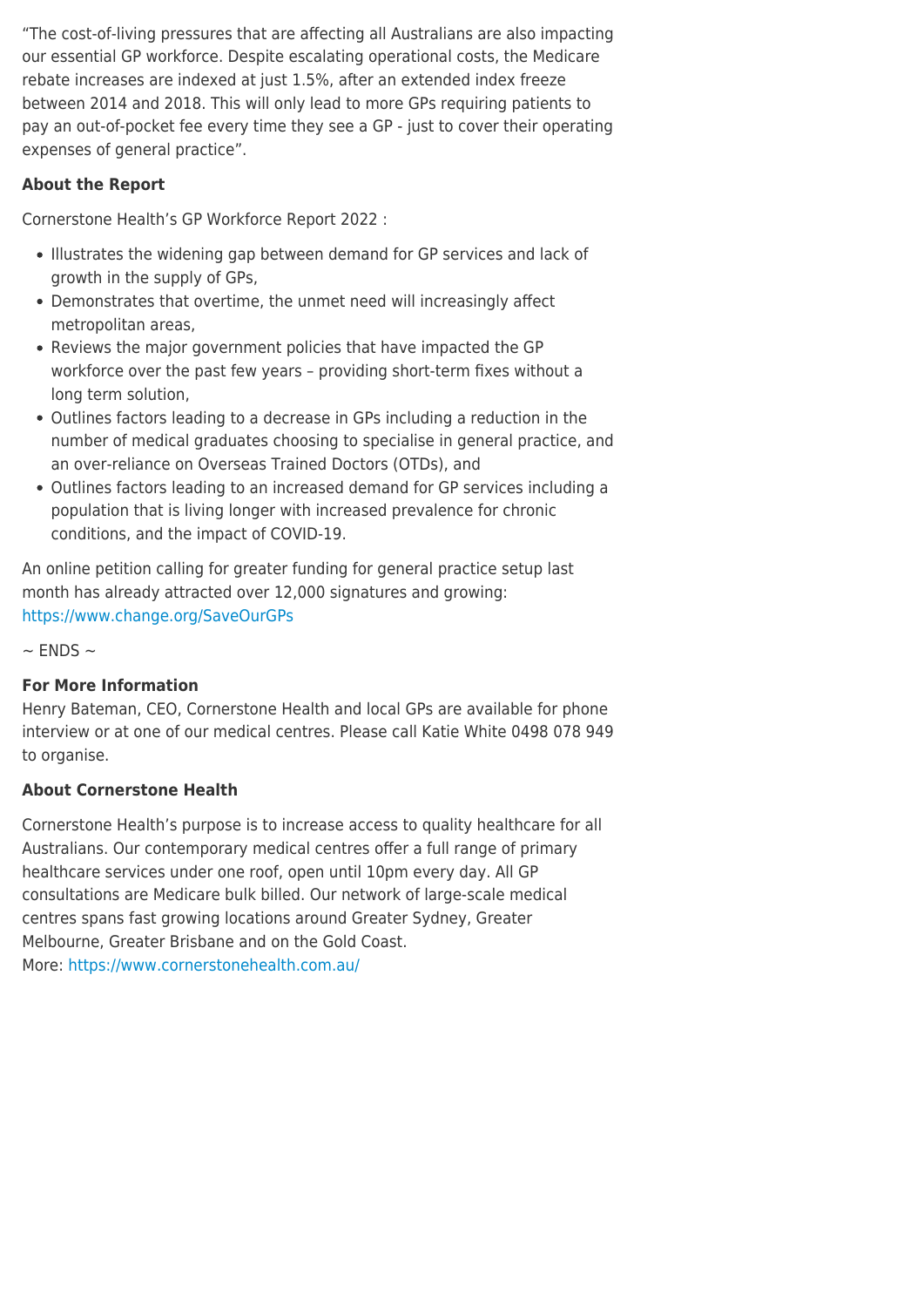"The cost-of-living pressures that are affecting all Australians are also impacting our essential GP workforce. Despite escalating operational costs, the Medicare rebate increases are indexed at just 1.5%, after an extended index freeze between 2014 and 2018. This will only lead to more GPs requiring patients to pay an out-of-pocket fee every time they see a GP - just to cover their operating expenses of general practice".

**About the Report**

Cornerstone Health's GP Workforce Report 2022 :

- Illustrates the widening gap between demand for GP services and lack of growth in the supply of GPs,
- Demonstrates that overtime, the unmet need will increasingly affect metropolitan areas,
- Reviews the major government policies that have impacted the GP workforce over the past few years – providing short-term fixes without a long term solution,
- Outlines factors leading to a decrease in GPs including a reduction in the number of medical graduates choosing to specialise in general practice, and an over-reliance on Overseas Trained Doctors (OTDs), and
- Outlines factors leading to an increased demand for GP services including a population that is living longer with increased prevalence for chronic conditions, and the impact of COVID-19.

An online petition calling for greater funding for general practice setup last month has already attracted over 12,000 signatures and growing: https://www.change.org/SaveOurGPs

~ ENDS ~

**For More Information**
Henry Bateman, CEO, Cornerstone Health and local GPs are available for phone interview or at one of our medical centres. Please call Katie White 0498 078 949 to organise.

**About Cornerstone Health**

Cornerstone Health's purpose is to increase access to quality healthcare for all Australians. Our contemporary medical centres offer a full range of primary healthcare services under one roof, open until 10pm every day. All GP consultations are Medicare bulk billed. Our network of large-scale medical centres spans fast growing locations around Greater Sydney, Greater Melbourne, Greater Brisbane and on the Gold Coast.
More: https://www.cornerstonehealth.com.au/